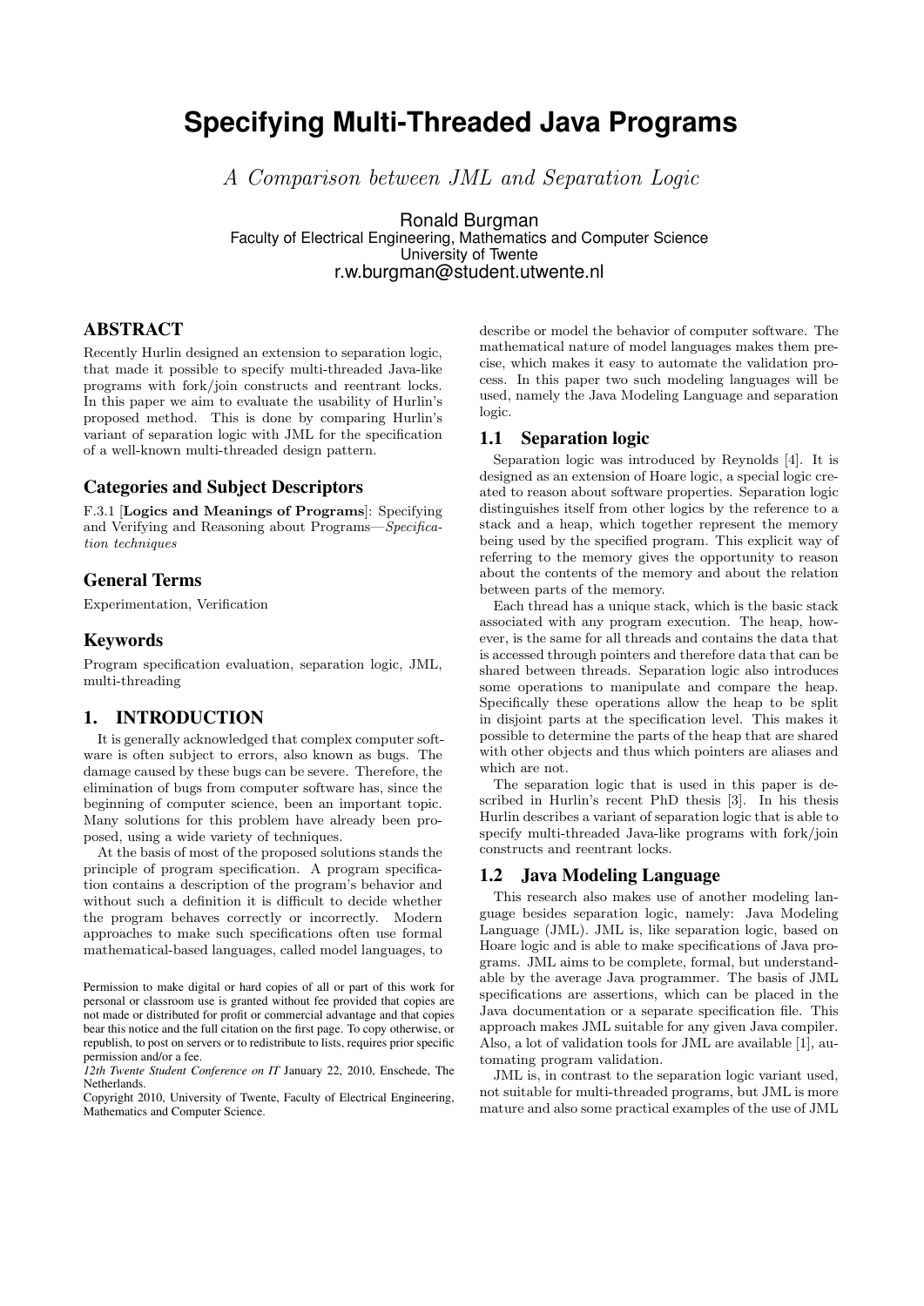# Specifying Multi-Threaded Java Programs

*A Comparison between JML and Separation Logic*

Ronald Burgman
Faculty of Electrical Engineering, Mathematics and Computer Science
University of Twente
r.w.burgman@student.utwente.nl

## ABSTRACT

Recently Hurlin designed an extension to separation logic, that made it possible to specify multi-threaded Java-like programs with fork/join constructs and reentrant locks. In this paper we aim to evaluate the usability of Hurlin's proposed method. This is done by comparing Hurlin's variant of separation logic with JML for the specification of a well-known multi-threaded design pattern.

### Categories and Subject Descriptors

F.3.1 [**Logics and Meanings of Programs**]: Specifying and Verifying and Reasoning about Programs—*Specification techniques*

### General Terms

Experimentation, Verification

### Keywords

Program specification evaluation, separation logic, JML, multi-threading

## 1. INTRODUCTION

It is generally acknowledged that complex computer software is often subject to errors, also known as bugs. The damage caused by these bugs can be severe. Therefore, the elimination of bugs from computer software has, since the beginning of computer science, been an important topic. Many solutions for this problem have already been proposed, using a wide variety of techniques.

At the basis of most of the proposed solutions stands the principle of program specification. A program specification contains a description of the program's behavior and without such a definition it is difficult to decide whether the program behaves correctly or incorrectly. Modern approaches to make such specifications often use formal mathematical-based languages, called model languages, to describe or model the behavior of computer software. The mathematical nature of model languages makes them precise, which makes it easy to automate the validation process. In this paper two such modeling languages will be used, namely the Java Modeling Language and separation logic.

### 1.1 Separation logic

Separation logic was introduced by Reynolds [4]. It is designed as an extension of Hoare logic, a special logic created to reason about software properties. Separation logic distinguishes itself from other logics by the reference to a stack and a heap, which together represent the memory being used by the specified program. This explicit way of referring to the memory gives the opportunity to reason about the contents of the memory and about the relation between parts of the memory.

Each thread has a unique stack, which is the basic stack associated with any program execution. The heap, however, is the same for all threads and contains the data that is accessed through pointers and therefore data that can be shared between threads. Separation logic also introduces some operations to manipulate and compare the heap. Specifically these operations allow the heap to be split in disjoint parts at the specification level. This makes it possible to determine the parts of the heap that are shared with other objects and thus which pointers are aliases and which are not.

The separation logic that is used in this paper is described in Hurlin's recent PhD thesis [3]. In his thesis Hurlin describes a variant of separation logic that is able to specify multi-threaded Java-like programs with fork/join constructs and reentrant locks.

### 1.2 Java Modeling Language

This research also makes use of another modeling language besides separation logic, namely: Java Modeling Language (JML). JML is, like separation logic, based on Hoare logic and is able to make specifications of Java programs. JML aims to be complete, formal, but understandable by the average Java programmer. The basis of JML specifications are assertions, which can be placed in the Java documentation or a separate specification file. This approach makes JML suitable for any given Java compiler. Also, a lot of validation tools for JML are available [1], automating program validation.

JML is, in contrast to the separation logic variant used, not suitable for multi-threaded programs, but JML is more mature and also some practical examples of the use of JML

Permission to make digital or hard copies of all or part of this work for personal or classroom use is granted without fee provided that copies are not made or distributed for profit or commercial advantage and that copies bear this notice and the full citation on the first page. To copy otherwise, or republish, to post on servers or to redistribute to lists, requires prior specific permission and/or a fee.
*12th Twente Student Conference on IT* January 22, 2010, Enschede, The Netherlands.
Copyright 2010, University of Twente, Faculty of Electrical Engineering, Mathematics and Computer Science.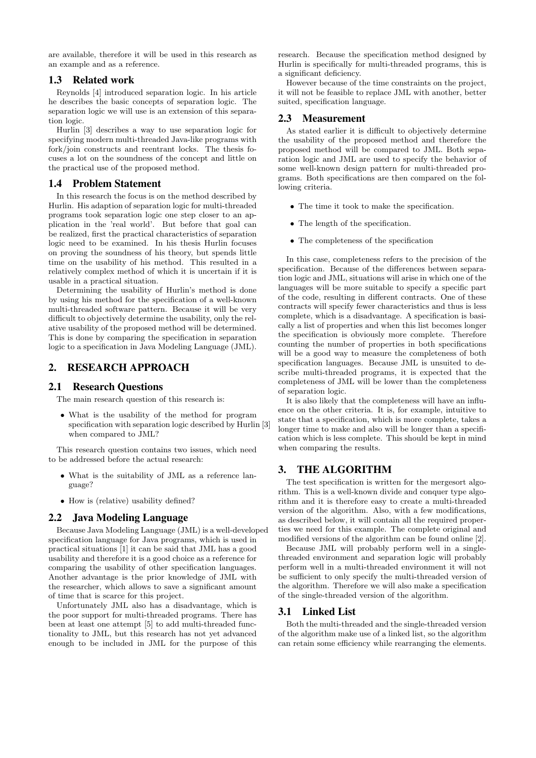are available, therefore it will be used in this research as an example and as a reference.

## 1.3 Related work

Reynolds [4] introduced separation logic. In his article he describes the basic concepts of separation logic. The separation logic we will use is an extension of this separation logic.

Hurlin [3] describes a way to use separation logic for specifying modern multi-threaded Java-like programs with fork/join constructs and reentrant locks. The thesis focuses a lot on the soundness of the concept and little on the practical use of the proposed method.

## 1.4 Problem Statement

In this research the focus is on the method described by Hurlin. His adaption of separation logic for multi-threaded programs took separation logic one step closer to an application in the 'real world'. But before that goal can be realized, first the practical characteristics of separation logic need to be examined. In his thesis Hurlin focuses on proving the soundness of his theory, but spends little time on the usability of his method. This resulted in a relatively complex method of which it is uncertain if it is usable in a practical situation.

Determining the usability of Hurlin's method is done by using his method for the specification of a well-known multi-threaded software pattern. Because it will be very difficult to objectively determine the usability, only the relative usability of the proposed method will be determined. This is done by comparing the specification in separation logic to a specification in Java Modeling Language (JML).

# 2. RESEARCH APPROACH

## 2.1 Research Questions

The main research question of this research is:

- What is the usability of the method for program specification with separation logic described by Hurlin [3] when compared to JML?

This research question contains two issues, which need to be addressed before the actual research:

- What is the suitability of JML as a reference language?
- How is (relative) usability defined?

## 2.2 Java Modeling Language

Because Java Modeling Language (JML) is a well-developed specification language for Java programs, which is used in practical situations [1] it can be said that JML has a good usability and therefore it is a good choice as a reference for comparing the usability of other specification languages. Another advantage is the prior knowledge of JML with the researcher, which allows to save a significant amount of time that is scarce for this project.

Unfortunately JML also has a disadvantage, which is the poor support for multi-threaded programs. There has been at least one attempt [5] to add multi-threaded functionality to JML, but this research has not yet advanced enough to be included in JML for the purpose of this research. Because the specification method designed by Hurlin is specifically for multi-threaded programs, this is a significant deficiency.

However because of the time constraints on the project, it will not be feasible to replace JML with another, better suited, specification language.

## 2.3 Measurement

As stated earlier it is difficult to objectively determine the usability of the proposed method and therefore the proposed method will be compared to JML. Both separation logic and JML are used to specify the behavior of some well-known design pattern for multi-threaded programs. Both specifications are then compared on the following criteria.

- The time it took to make the specification.
- The length of the specification.
- The completeness of the specification

In this case, completeness refers to the precision of the specification. Because of the differences between separation logic and JML, situations will arise in which one of the languages will be more suitable to specify a specific part of the code, resulting in different contracts. One of these contracts will specify fewer characteristics and thus is less complete, which is a disadvantage. A specification is basically a list of properties and when this list becomes longer the specification is obviously more complete. Therefore counting the number of properties in both specifications will be a good way to measure the completeness of both specification languages. Because JML is unsuited to describe multi-threaded programs, it is expected that the completeness of JML will be lower than the completeness of separation logic.

It is also likely that the completeness will have an influence on the other criteria. It is, for example, intuitive to state that a specification, which is more complete, takes a longer time to make and also will be longer than a specification which is less complete. This should be kept in mind when comparing the results.

# 3. THE ALGORITHM

The test specification is written for the mergesort algorithm. This is a well-known divide and conquer type algorithm and it is therefore easy to create a multi-threaded version of the algorithm. Also, with a few modifications, as described below, it will contain all the required properties we need for this example. The complete original and modified versions of the algorithm can be found online [2].

Because JML will probably perform well in a single-threaded environment and separation logic will probably perform well in a multi-threaded environment it will not be sufficient to only specify the multi-threaded version of the algorithm. Therefore we will also make a specification of the single-threaded version of the algorithm.

## 3.1 Linked List

Both the multi-threaded and the single-threaded version of the algorithm make use of a linked list, so the algorithm can retain some efficiency while rearranging the elements.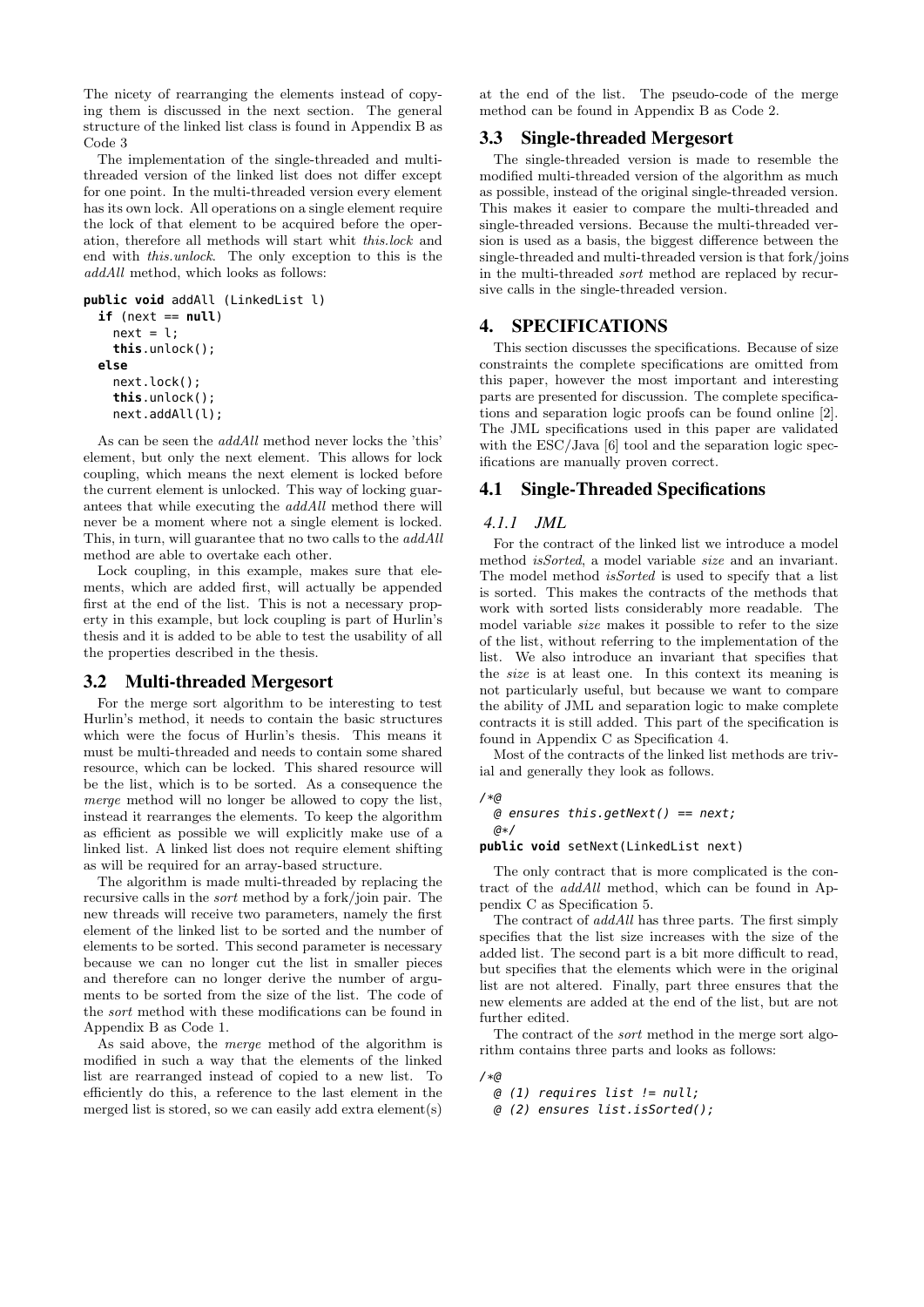The nicety of rearranging the elements instead of copying them is discussed in the next section. The general structure of the linked list class is found in Appendix B as Code 3

The implementation of the single-threaded and multi-threaded version of the linked list does not differ except for one point. In the multi-threaded version every element has its own lock. All operations on a single element require the lock of that element to be acquired before the operation, therefore all methods will start whit *this.lock* and end with *this.unlock*. The only exception to this is the *addAll* method, which looks as follows:

```
public void addAll (LinkedList l)
  if (next == null)
    next = l;
    this.unlock();
  else
    next.lock();
    this.unlock();
    next.addAll(l);
```

As can be seen the *addAll* method never locks the 'this' element, but only the next element. This allows for lock coupling, which means the next element is locked before the current element is unlocked. This way of locking guarantees that while executing the *addAll* method there will never be a moment where not a single element is locked. This, in turn, will guarantee that no two calls to the *addAll* method are able to overtake each other.

Lock coupling, in this example, makes sure that elements, which are added first, will actually be appended first at the end of the list. This is not a necessary property in this example, but lock coupling is part of Hurlin's thesis and it is added to be able to test the usability of all the properties described in the thesis.

## 3.2 Multi-threaded Mergesort

For the merge sort algorithm to be interesting to test Hurlin's method, it needs to contain the basic structures which were the focus of Hurlin's thesis. This means it must be multi-threaded and needs to contain some shared resource, which can be locked. This shared resource will be the list, which is to be sorted. As a consequence the *merge* method will no longer be allowed to copy the list, instead it rearranges the elements. To keep the algorithm as efficient as possible we will explicitly make use of a linked list. A linked list does not require element shifting as will be required for an array-based structure.

The algorithm is made multi-threaded by replacing the recursive calls in the *sort* method by a fork/join pair. The new threads will receive two parameters, namely the first element of the linked list to be sorted and the number of elements to be sorted. This second parameter is necessary because we can no longer cut the list in smaller pieces and therefore can no longer derive the number of arguments to be sorted from the size of the list. The code of the *sort* method with these modifications can be found in Appendix B as Code 1.

As said above, the *merge* method of the algorithm is modified in such a way that the elements of the linked list are rearranged instead of copied to a new list. To efficiently do this, a reference to the last element in the merged list is stored, so we can easily add extra element(s) at the end of the list. The pseudo-code of the merge method can be found in Appendix B as Code 2.

## 3.3 Single-threaded Mergesort

The single-threaded version is made to resemble the modified multi-threaded version of the algorithm as much as possible, instead of the original single-threaded version. This makes it easier to compare the multi-threaded and single-threaded versions. Because the multi-threaded version is used as a basis, the biggest difference between the single-threaded and multi-threaded version is that fork/joins in the multi-threaded *sort* method are replaced by recursive calls in the single-threaded version.

# 4. SPECIFICATIONS

This section discusses the specifications. Because of size constraints the complete specifications are omitted from this paper, however the most important and interesting parts are presented for discussion. The complete specifications and separation logic proofs can be found online [2]. The JML specifications used in this paper are validated with the ESC/Java [6] tool and the separation logic specifications are manually proven correct.

## 4.1 Single-Threaded Specifications

### 4.1.1 JML

For the contract of the linked list we introduce a model method *isSorted*, a model variable *size* and an invariant. The model method *isSorted* is used to specify that a list is sorted. This makes the contracts of the methods that work with sorted lists considerably more readable. The model variable *size* makes it possible to refer to the size of the list, without referring to the implementation of the list. We also introduce an invariant that specifies that the *size* is at least one. In this context its meaning is not particularly useful, but because we want to compare the ability of JML and separation logic to make complete contracts it is still added. This part of the specification is found in Appendix C as Specification 4.

Most of the contracts of the linked list methods are trivial and generally they look as follows.

```
/*@
  @ ensures this.getNext() == next;
  @*/
public void setNext(LinkedList next)
```

The only contract that is more complicated is the contract of the *addAll* method, which can be found in Appendix C as Specification 5.

The contract of *addAll* has three parts. The first simply specifies that the list size increases with the size of the added list. The second part is a bit more difficult to read, but specifies that the elements which were in the original list are not altered. Finally, part three ensures that the new elements are added at the end of the list, but are not further edited.

The contract of the *sort* method in the merge sort algorithm contains three parts and looks as follows:

```
/*@
  @ (1) requires list != null;
  @ (2) ensures list.isSorted();
```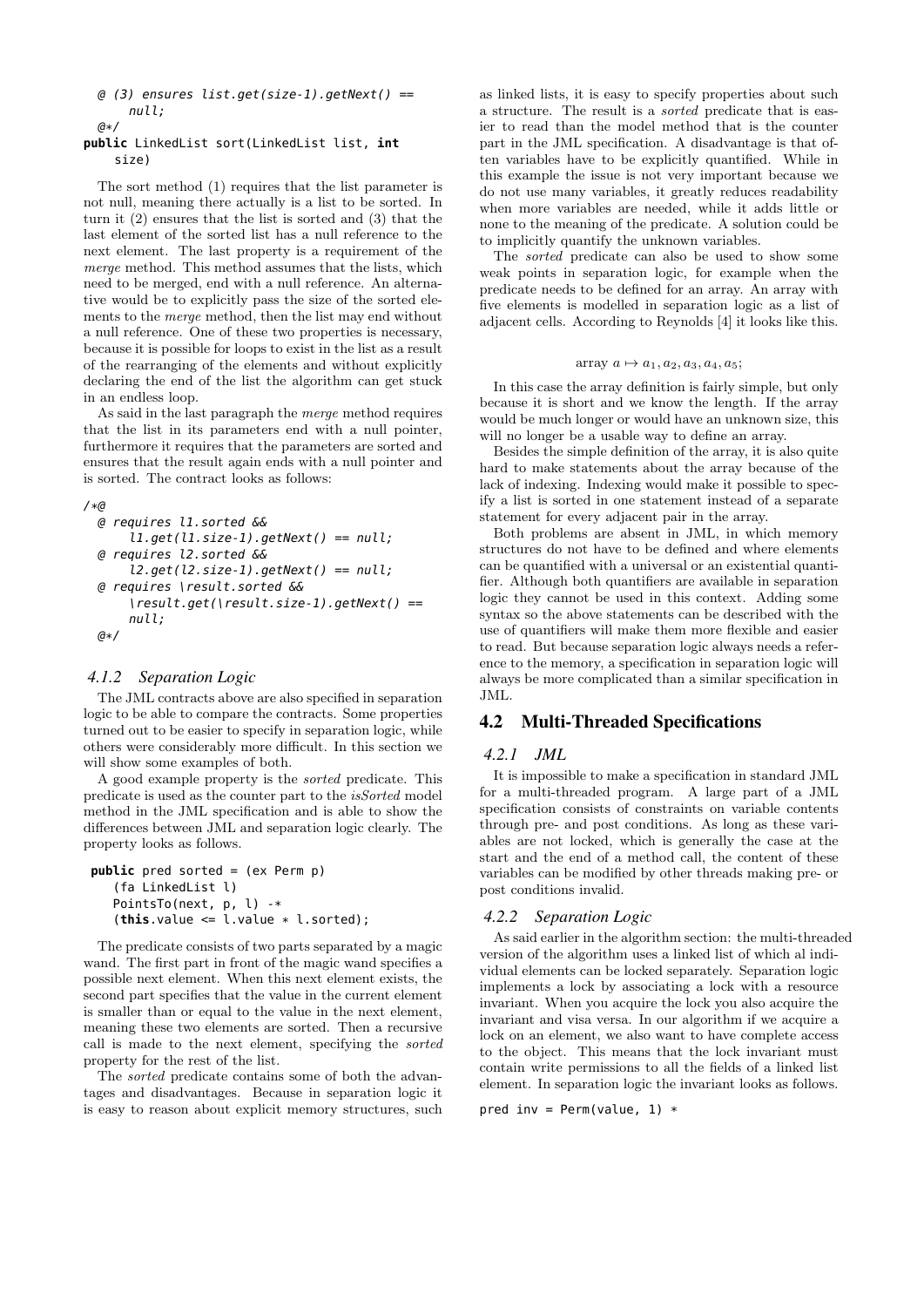```
  @ (3) ensures list.get(size-1).getNext() ==
      null;
  @*/
public LinkedList sort(LinkedList list, int
    size)
```

The sort method (1) requires that the list parameter is not null, meaning there actually is a list to be sorted. In turn it (2) ensures that the list is sorted and (3) that the last element of the sorted list has a null reference to the next element. The last property is a requirement of the *merge* method. This method assumes that the lists, which need to be merged, end with a null reference. An alternative would be to explicitly pass the size of the sorted elements to the *merge* method, then the list may end without a null reference. One of these two properties is necessary, because it is possible for loops to exist in the list as a result of the rearranging of the elements and without explicitly declaring the end of the list the algorithm can get stuck in an endless loop.

As said in the last paragraph the *merge* method requires that the list in its parameters end with a null pointer, furthermore it requires that the parameters are sorted and ensures that the result again ends with a null pointer and is sorted. The contract looks as follows:

```
/*@
  @ requires l1.sorted &&
      l1.get(l1.size-1).getNext() == null;
  @ requires l2.sorted &&
      l2.get(l2.size-1).getNext() == null;
  @ requires \result.sorted &&
      \result.get(\result.size-1).getNext() ==
      null;
  @*/
```

### 4.1.2 Separation Logic

The JML contracts above are also specified in separation logic to be able to compare the contracts. Some properties turned out to be easier to specify in separation logic, while others were considerably more difficult. In this section we will show some examples of both.

A good example property is the *sorted* predicate. This predicate is used as the counter part to the *isSorted* model method in the JML specification and is able to show the differences between JML and separation logic clearly. The property looks as follows.

```
public pred sorted = (ex Perm p)
   (fa LinkedList l)
   PointsTo(next, p, l) -*
   (this.value <= l.value * l.sorted);
```

The predicate consists of two parts separated by a magic wand. The first part in front of the magic wand specifies a possible next element. When this next element exists, the second part specifies that the value in the current element is smaller than or equal to the value in the next element, meaning these two elements are sorted. Then a recursive call is made to the next element, specifying the *sorted* property for the rest of the list.

The *sorted* predicate contains some of both the advantages and disadvantages. Because in separation logic it is easy to reason about explicit memory structures, such as linked lists, it is easy to specify properties about such a structure. The result is a *sorted* predicate that is easier to read than the model method that is the counter part in the JML specification. A disadvantage is that often variables have to be explicitly quantified. While in this example the issue is not very important because we do not use many variables, it greatly reduces readability when more variables are needed, while it adds little or none to the meaning of the predicate. A solution could be to implicitly quantify the unknown variables.

The *sorted* predicate can also be used to show some weak points in separation logic, for example when the predicate needs to be defined for an array. An array with five elements is modelled in separation logic as a list of adjacent cells. According to Reynolds [4] it looks like this.

$$\text{array } a \mapsto a_1, a_2, a_3, a_4, a_5;$$

In this case the array definition is fairly simple, but only because it is short and we know the length. If the array would be much longer or would have an unknown size, this will no longer be a usable way to define an array.

Besides the simple definition of the array, it is also quite hard to make statements about the array because of the lack of indexing. Indexing would make it possible to specify a list is sorted in one statement instead of a separate statement for every adjacent pair in the array.

Both problems are absent in JML, in which memory structures do not have to be defined and where elements can be quantified with a universal or an existential quantifier. Although both quantifiers are available in separation logic they cannot be used in this context. Adding some syntax so the above statements can be described with the use of quantifiers will make them more flexible and easier to read. But because separation logic always needs a reference to the memory, a specification in separation logic will always be more complicated than a similar specification in JML.

## 4.2 Multi-Threaded Specifications

### 4.2.1 JML

It is impossible to make a specification in standard JML for a multi-threaded program. A large part of a JML specification consists of constraints on variable contents through pre- and post conditions. As long as these variables are not locked, which is generally the case at the start and the end of a method call, the content of these variables can be modified by other threads making pre- or post conditions invalid.

### 4.2.2 Separation Logic

As said earlier in the algorithm section: the multi-threaded version of the algorithm uses a linked list of which al individual elements can be locked separately. Separation logic implements a lock by associating a lock with a resource invariant. When you acquire the lock you also acquire the invariant and visa versa. In our algorithm if we acquire a lock on an element, we also want to have complete access to the object. This means that the lock invariant must contain write permissions to all the fields of a linked list element. In separation logic the invariant looks as follows.

```
pred inv = Perm(value, 1) *
```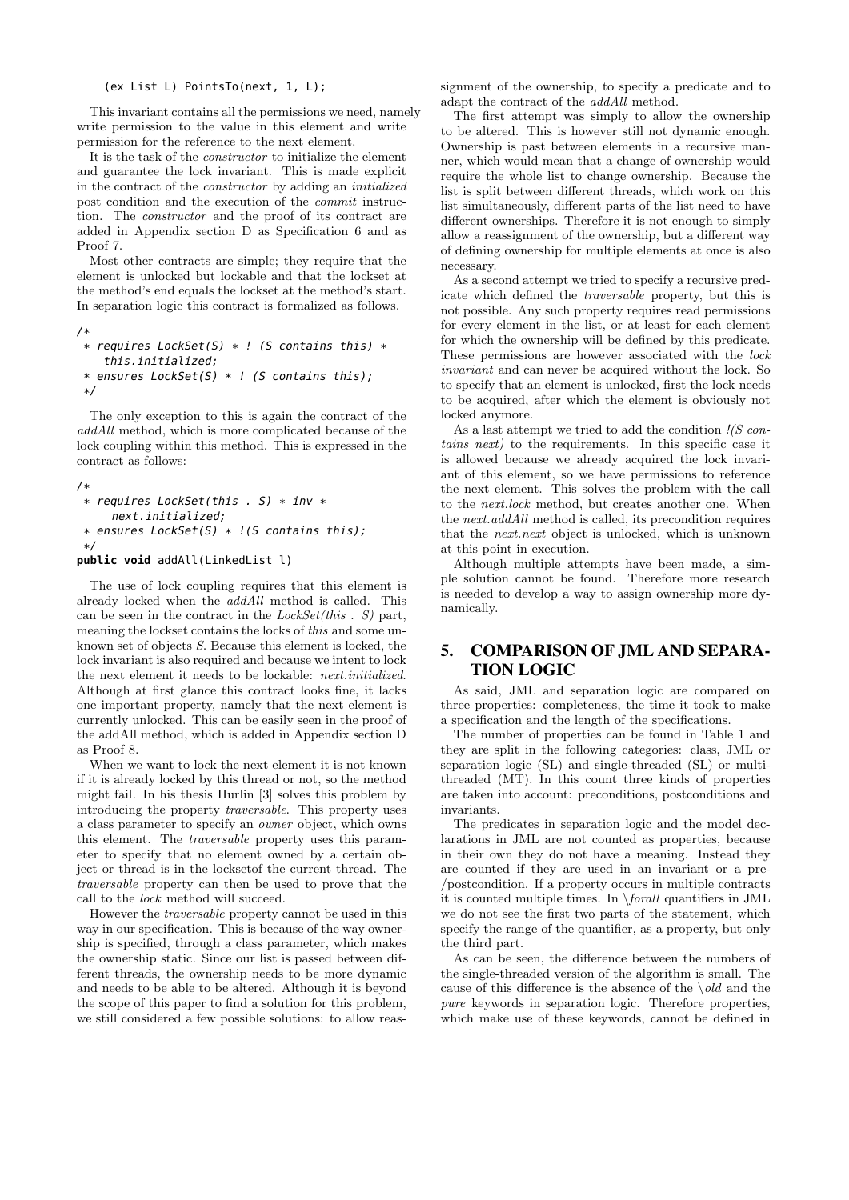```
(ex List L) PointsTo(next, 1, L);
```

This invariant contains all the permissions we need, namely write permission to the value in this element and write permission for the reference to the next element.

It is the task of the *constructor* to initialize the element and guarantee the lock invariant. This is made explicit in the contract of the *constructor* by adding an *initialized* post condition and the execution of the *commit* instruction. The *constructor* and the proof of its contract are added in Appendix section D as Specification 6 and as Proof 7.

Most other contracts are simple; they require that the element is unlocked but lockable and that the lockset at the method's end equals the lockset at the method's start. In separation logic this contract is formalized as follows.

```
/*
 * requires LockSet(S) * ! (S contains this) *
     this.initialized;
 * ensures LockSet(S) * ! (S contains this);
 */
```

The only exception to this is again the contract of the *addAll* method, which is more complicated because of the lock coupling within this method. This is expressed in the contract as follows:

```
/*
 * requires LockSet(this . S) * inv *
     next.initialized;
 * ensures LockSet(S) * !(S contains this);
 */
public void addAll(LinkedList l)
```

The use of lock coupling requires that this element is already locked when the *addAll* method is called. This can be seen in the contract in the *LockSet(this . S)* part, meaning the lockset contains the locks of *this* and some unknown set of objects *S*. Because this element is locked, the lock invariant is also required and because we intent to lock the next element it needs to be lockable: *next.initialized*. Although at first glance this contract looks fine, it lacks one important property, namely that the next element is currently unlocked. This can be easily seen in the proof of the addAll method, which is added in Appendix section D as Proof 8.

When we want to lock the next element it is not known if it is already locked by this thread or not, so the method might fail. In his thesis Hurlin [3] solves this problem by introducing the property *traversable*. This property uses a class parameter to specify an *owner* object, which owns this element. The *traversable* property uses this parameter to specify that no element owned by a certain object or thread is in the locksetof the current thread. The *traversable* property can then be used to prove that the call to the *lock* method will succeed.

However the *traversable* property cannot be used in this way in our specification. This is because of the way ownership is specified, through a class parameter, which makes the ownership static. Since our list is passed between different threads, the ownership needs to be more dynamic and needs to be able to be altered. Although it is beyond the scope of this paper to find a solution for this problem, we still considered a few possible solutions: to allow reassignment of the ownership, to specify a predicate and to adapt the contract of the *addAll* method.

The first attempt was simply to allow the ownership to be altered. This is however still not dynamic enough. Ownership is past between elements in a recursive manner, which would mean that a change of ownership would require the whole list to change ownership. Because the list is split between different threads, which work on this list simultaneously, different parts of the list need to have different ownerships. Therefore it is not enough to simply allow a reassignment of the ownership, but a different way of defining ownership for multiple elements at once is also necessary.

As a second attempt we tried to specify a recursive predicate which defined the *traversable* property, but this is not possible. Any such property requires read permissions for every element in the list, or at least for each element for which the ownership will be defined by this predicate. These permissions are however associated with the *lock invariant* and can never be acquired without the lock. So to specify that an element is unlocked, first the lock needs to be acquired, after which the element is obviously not locked anymore.

As a last attempt we tried to add the condition *!(S contains next)* to the requirements. In this specific case it is allowed because we already acquired the lock invariant of this element, so we have permissions to reference the next element. This solves the problem with the call to the *next.lock* method, but creates another one. When the *next.addAll* method is called, its precondition requires that the *next.next* object is unlocked, which is unknown at this point in execution.

Although multiple attempts have been made, a simple solution cannot be found. Therefore more research is needed to develop a way to assign ownership more dynamically.

## 5. COMPARISON OF JML AND SEPARATION LOGIC

As said, JML and separation logic are compared on three properties: completeness, the time it took to make a specification and the length of the specifications.

The number of properties can be found in Table 1 and they are split in the following categories: class, JML or separation logic (SL) and single-threaded (SL) or multi-threaded (MT). In this count three kinds of properties are taken into account: preconditions, postconditions and invariants.

The predicates in separation logic and the model declarations in JML are not counted as properties, because in their own they do not have a meaning. Instead they are counted if they are used in an invariant or a pre-/postcondition. If a property occurs in multiple contracts it is counted multiple times. In *\forall* quantifiers in JML we do not see the first two parts of the statement, which specify the range of the quantifier, as a property, but only the third part.

As can be seen, the difference between the numbers of the single-threaded version of the algorithm is small. The cause of this difference is the absence of the *\old* and the *pure* keywords in separation logic. Therefore properties, which make use of these keywords, cannot be defined in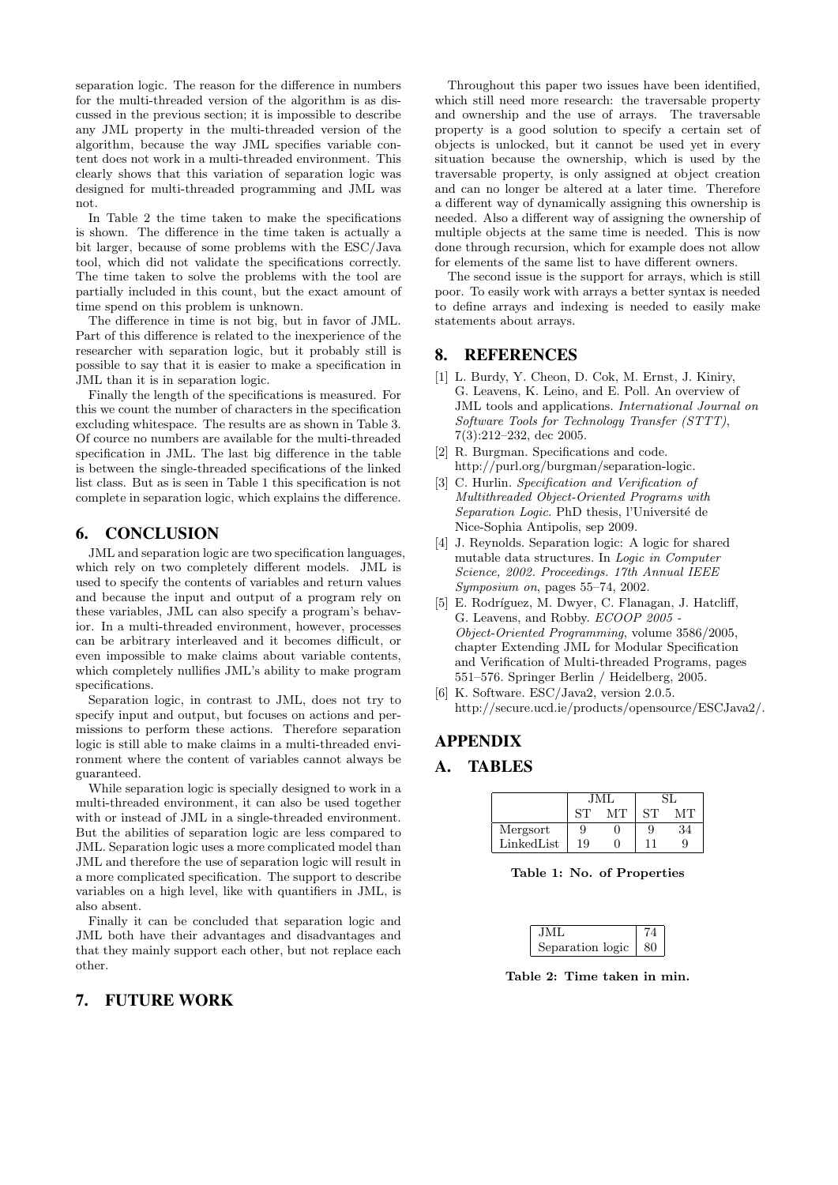separation logic. The reason for the difference in numbers for the multi-threaded version of the algorithm is as discussed in the previous section; it is impossible to describe any JML property in the multi-threaded version of the algorithm, because the way JML specifies variable content does not work in a multi-threaded environment. This clearly shows that this variation of separation logic was designed for multi-threaded programming and JML was not.

In Table 2 the time taken to make the specifications is shown. The difference in the time taken is actually a bit larger, because of some problems with the ESC/Java tool, which did not validate the specifications correctly. The time taken to solve the problems with the tool are partially included in this count, but the exact amount of time spend on this problem is unknown.

The difference in time is not big, but in favor of JML. Part of this difference is related to the inexperience of the researcher with separation logic, but it probably still is possible to say that it is easier to make a specification in JML than it is in separation logic.

Finally the length of the specifications is measured. For this we count the number of characters in the specification excluding whitespace. The results are as shown in Table 3. Of cource no numbers are available for the multi-threaded specification in JML. The last big difference in the table is between the single-threaded specifications of the linked list class. But as is seen in Table 1 this specification is not complete in separation logic, which explains the difference.

# 6. CONCLUSION

JML and separation logic are two specification languages, which rely on two completely different models. JML is used to specify the contents of variables and return values and because the input and output of a program rely on these variables, JML can also specify a program's behavior. In a multi-threaded environment, however, processes can be arbitrary interleaved and it becomes difficult, or even impossible to make claims about variable contents, which completely nullifies JML's ability to make program specifications.

Separation logic, in contrast to JML, does not try to specify input and output, but focuses on actions and permissions to perform these actions. Therefore separation logic is still able to make claims in a multi-threaded environment where the content of variables cannot always be guaranteed.

While separation logic is specially designed to work in a multi-threaded environment, it can also be used together with or instead of JML in a single-threaded environment. But the abilities of separation logic are less compared to JML. Separation logic uses a more complicated model than JML and therefore the use of separation logic will result in a more complicated specification. The support to describe variables on a high level, like with quantifiers in JML, is also absent.

Finally it can be concluded that separation logic and JML both have their advantages and disadvantages and that they mainly support each other, but not replace each other.

# 7. FUTURE WORK

Throughout this paper two issues have been identified, which still need more research: the traversable property and ownership and the use of arrays. The traversable property is a good solution to specify a certain set of objects is unlocked, but it cannot be used yet in every situation because the ownership, which is used by the traversable property, is only assigned at object creation and can no longer be altered at a later time. Therefore a different way of dynamically assigning this ownership is needed. Also a different way of assigning the ownership of multiple objects at the same time is needed. This is now done through recursion, which for example does not allow for elements of the same list to have different owners.

The second issue is the support for arrays, which is still poor. To easily work with arrays a better syntax is needed to define arrays and indexing is needed to easily make statements about arrays.

# 8. REFERENCES

[1] L. Burdy, Y. Cheon, D. Cok, M. Ernst, J. Kiniry, G. Leavens, K. Leino, and E. Poll. An overview of JML tools and applications. *International Journal on Software Tools for Technology Transfer (STTT)*, 7(3):212–232, dec 2005.

[2] R. Burgman. Specifications and code. http://purl.org/burgman/separation-logic.

[3] C. Hurlin. *Specification and Verification of Multithreaded Object-Oriented Programs with Separation Logic*. PhD thesis, l'Université de Nice-Sophia Antipolis, sep 2009.

[4] J. Reynolds. Separation logic: A logic for shared mutable data structures. In *Logic in Computer Science, 2002. Proceedings. 17th Annual IEEE Symposium on*, pages 55–74, 2002.

[5] E. Rodríguez, M. Dwyer, C. Flanagan, J. Hatcliff, G. Leavens, and Robby. *ECOOP 2005 - Object-Oriented Programming*, volume 3586/2005, chapter Extending JML for Modular Specification and Verification of Multi-threaded Programs, pages 551–576. Springer Berlin / Heidelberg, 2005.

[6] K. Software. ESC/Java2, version 2.0.5. http://secure.ucd.ie/products/opensource/ESCJava2/.

# APPENDIX

# A. TABLES

| | JML | | SL | |
|---|---|---|---|---|
| | ST | MT | ST | MT |
| Mergsort | 9 | 0 | 9 | 34 |
| LinkedList | 19 | 0 | 11 | 9 |

**Table 1: No. of Properties**

| | |
|---|---|
| JML | 74 |
| Separation logic | 80 |

**Table 2: Time taken in min.**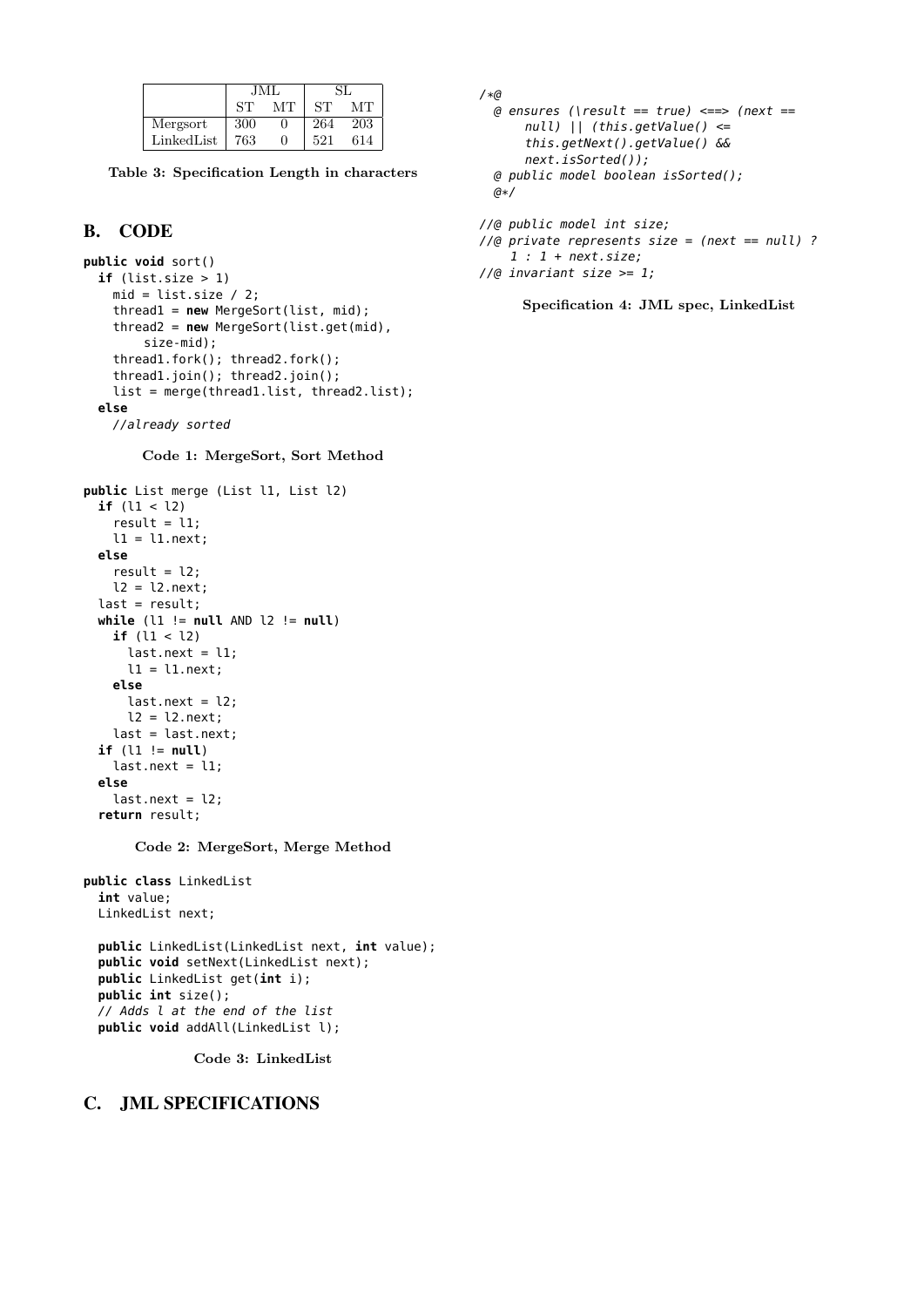|  | JML |  | SL |  |
|---|---|---|---|---|
|  | ST | MT | ST | MT |
| Mergsort | 300 | 0 | 264 | 203 |
| LinkedList | 763 | 0 | 521 | 614 |

**Table 3: Specification Length in characters**

## B. CODE

```
public void sort()
  if (list.size > 1)
    mid = list.size / 2;
    thread1 = new MergeSort(list, mid);
    thread2 = new MergeSort(list.get(mid),
        size-mid);
    thread1.fork(); thread2.fork();
    thread1.join(); thread2.join();
    list = merge(thread1.list, thread2.list);
  else
    //already sorted
```

**Code 1: MergeSort, Sort Method**

```
public List merge (List l1, List l2)
  if (l1 < l2)
    result = l1;
    l1 = l1.next;
  else
    result = l2;
    l2 = l2.next;
  last = result;
  while (l1 != null AND l2 != null)
    if (l1 < l2)
      last.next = l1;
      l1 = l1.next;
    else
      last.next = l2;
      l2 = l2.next;
    last = last.next;
  if (l1 != null)
    last.next = l1;
  else
    last.next = l2;
  return result;
```

**Code 2: MergeSort, Merge Method**

```
public class LinkedList
  int value;
  LinkedList next;

  public LinkedList(LinkedList next, int value);
  public void setNext(LinkedList next);
  public LinkedList get(int i);
  public int size();
  // Adds l at the end of the list
  public void addAll(LinkedList l);
```

**Code 3: LinkedList**

## C. JML SPECIFICATIONS

```
/*@
  @ ensures (\result == true) <==> (next ==
      null) || (this.getValue() <=
      this.getNext().getValue() &&
      next.isSorted());
  @ public model boolean isSorted();
  @*/

//@ public model int size;
//@ private represents size = (next == null) ?
    1 : 1 + next.size;
//@ invariant size >= 1;
```

**Specification 4: JML spec, LinkedList**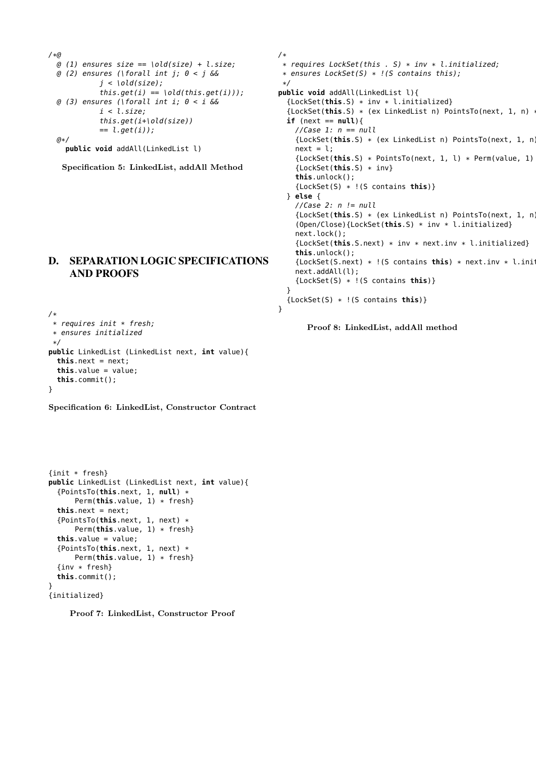```
/*@
  @ (1) ensures size == \old(size) + l.size;
  @ (2) ensures (\forall int j; 0 < j &&
            j < \old(size);
            this.get(i) == \old(this.get(i)));
  @ (3) ensures (\forall int i; 0 < i &&
            i < l.size;
            this.get(i+\old(size))
            == l.get(i));
  @*/
    public void addAll(LinkedList l)
```

**Specification 5: LinkedList, addAll Method**

## D. SEPARATION LOGIC SPECIFICATIONS AND PROOFS

```
/*
 * requires init * fresh;
 * ensures initialized
 */
public LinkedList (LinkedList next, int value){
  this.next = next;
  this.value = value;
  this.commit();
}
```

**Specification 6: LinkedList, Constructor Contract**

```
{init * fresh}
public LinkedList (LinkedList next, int value){
  {PointsTo(this.next, 1, null) *
      Perm(this.value, 1) * fresh}
  this.next = next;
  {PointsTo(this.next, 1, next) *
      Perm(this.value, 1) * fresh}
  this.value = value;
  {PointsTo(this.next, 1, next) *
      Perm(this.value, 1) * fresh}
  {inv * fresh}
  this.commit();
}
{initialized}
```

**Proof 7: LinkedList, Constructor Proof**

```
/*
 * requires LockSet(this . S) * inv * l.initialized;
 * ensures LockSet(S) * !(S contains this);
 */
public void addAll(LinkedList l){
  {LockSet(this.S) * inv * l.initialized}
  {LockSet(this.S) * (ex LinkedList n) PointsTo(next, 1, n) *
  if (next == null){
    //Case 1: n == null
    {LockSet(this.S) * (ex LinkedList n) PointsTo(next, 1, n)
    next = l;
    {LockSet(this.S) * PointsTo(next, 1, l) * Perm(value, 1)
    {LockSet(this.S) * inv}
    this.unlock();
    {LockSet(S) * !(S contains this)}
  } else {
    //Case 2: n != null
    {LockSet(this.S) * (ex LinkedList n) PointsTo(next, 1, n)
    (Open/Close){LockSet(this.S) * inv * l.initialized}
    next.lock();
    {LockSet(this.S.next) * inv * next.inv * l.initialized}
    this.unlock();
    {LockSet(S.next) * !(S contains this) * next.inv * l.init
    next.addAll(l);
    {LockSet(S) * !(S contains this)}
  }
  {LockSet(S) * !(S contains this)}
}
```

**Proof 8: LinkedList, addAll method**